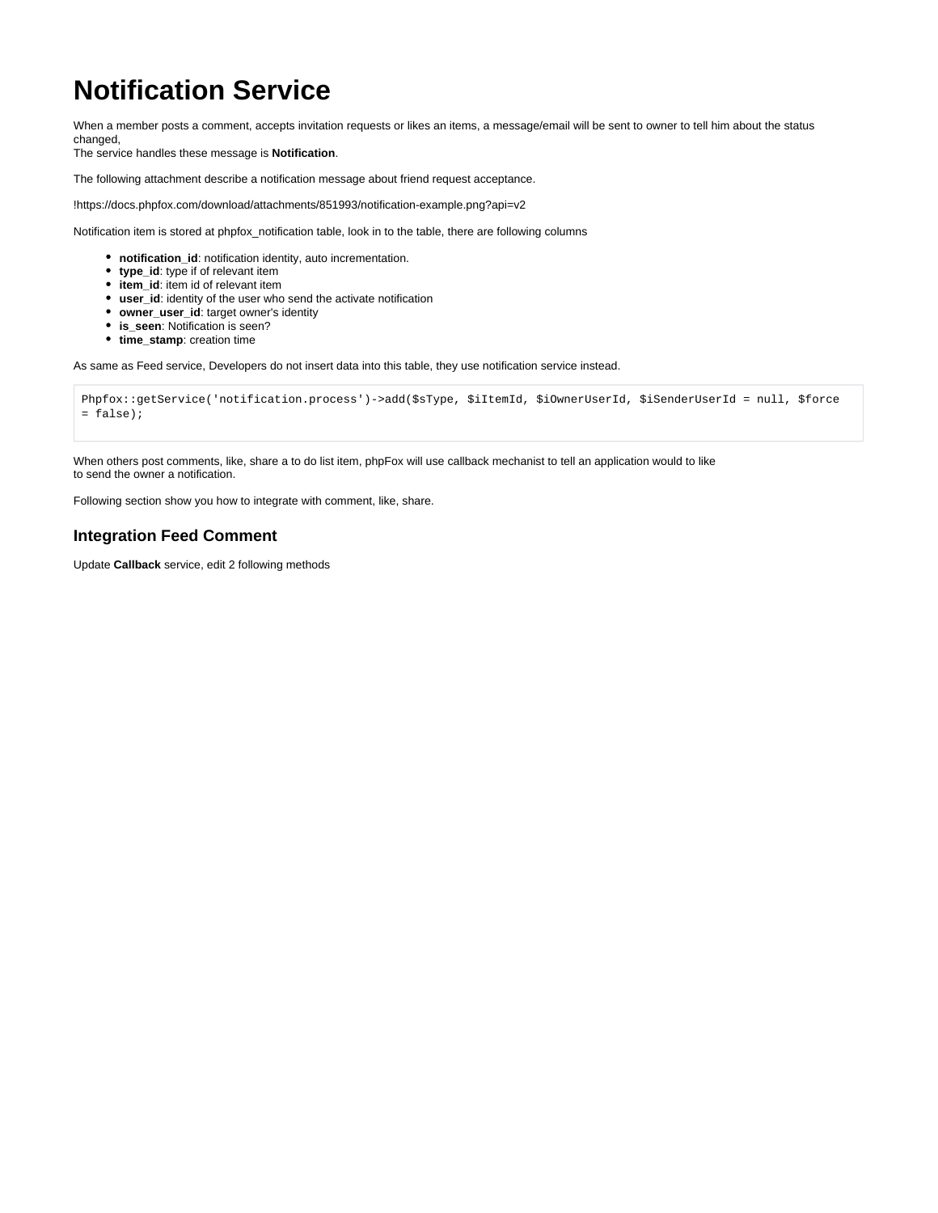# Notification Service

When a member posts a comment, accepts invitation requests or likes an items, a message/email will be sent to owner to tell him about the status changed,
The service handles these message is **Notification**.

The following attachment describe a notification message about friend request acceptance.

!https://docs.phpfox.com/download/attachments/851993/notification-example.png?api=v2

Notification item is stored at phpfox_notification table, look in to the table, there are following columns

- **notification_id**: notification identity, auto incrementation.
- **type_id**: type if of relevant item
- **item_id**: item id of relevant item
- **user_id**: identity of the user who send the activate notification
- **owner_user_id**: target owner's identity
- **is_seen**: Notification is seen?
- **time_stamp**: creation time

As same as Feed service, Developers do not insert data into this table, they use notification service instead.

```
Phpfox::getService('notification.process')->add($sType, $iItemId, $iOwnerUserId, $iSenderUserId = null, $force = false);
```

When others post comments, like, share a to do list item, phpFox will use callback mechanist to tell an application would to like
to send the owner a notification.

Following section show you how to integrate with comment, like, share.

### Integration Feed Comment

Update **Callback** service, edit 2 following methods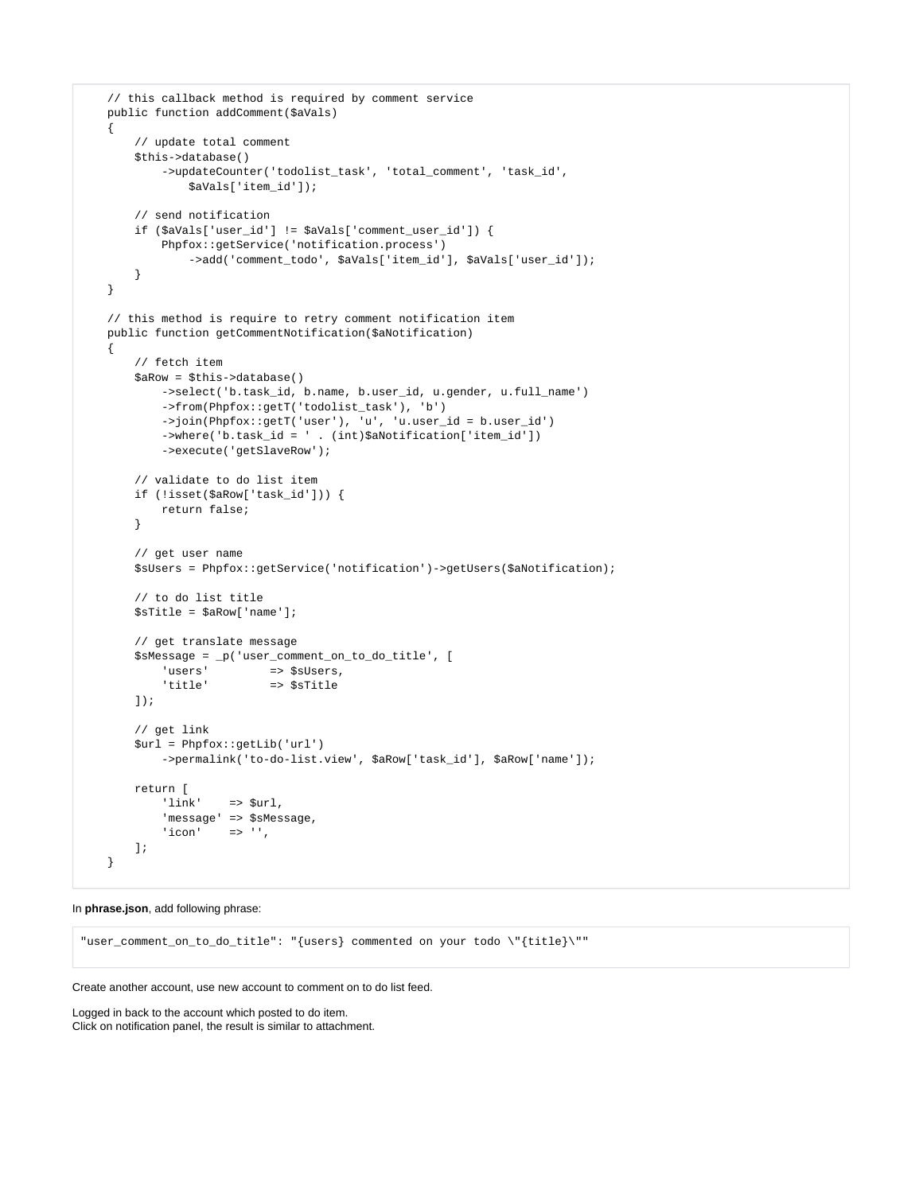```php
    // this callback method is required by comment service
    public function addComment($aVals)
    {
        // update total comment
        $this->database()
            ->updateCounter('todolist_task', 'total_comment', 'task_id',
                $aVals['item_id']);

        // send notification
        if ($aVals['user_id'] != $aVals['comment_user_id']) {
            Phpfox::getService('notification.process')
                ->add('comment_todo', $aVals['item_id'], $aVals['user_id']);
        }
    }

    // this method is require to retry comment notification item
    public function getCommentNotification($aNotification)
    {
        // fetch item
        $aRow = $this->database()
            ->select('b.task_id, b.name, b.user_id, u.gender, u.full_name')
            ->from(Phpfox::getT('todolist_task'), 'b')
            ->join(Phpfox::getT('user'), 'u', 'u.user_id = b.user_id')
            ->where('b.task_id = ' . (int)$aNotification['item_id'])
            ->execute('getSlaveRow');

        // validate to do list item
        if (!isset($aRow['task_id'])) {
            return false;
        }

        // get user name
        $sUsers = Phpfox::getService('notification')->getUsers($aNotification);

        // to do list title
        $sTitle = $aRow['name'];

        // get translate message
        $sMessage = _p('user_comment_on_to_do_title', [
            'users'         => $sUsers,
            'title'         => $sTitle
        ]);

        // get link
        $url = Phpfox::getLib('url')
            ->permalink('to-do-list.view', $aRow['task_id'], $aRow['name']);

        return [
            'link'    => $url,
            'message' => $sMessage,
            'icon'    => '',
        ];
    }
```

In **phrase.json**, add following phrase:

```
"user_comment_on_to_do_title": "{users} commented on your todo \"{title}\""
```

Create another account, use new account to comment on to do list feed.

Logged in back to the account which posted to do item.
Click on notification panel, the result is similar to attachment.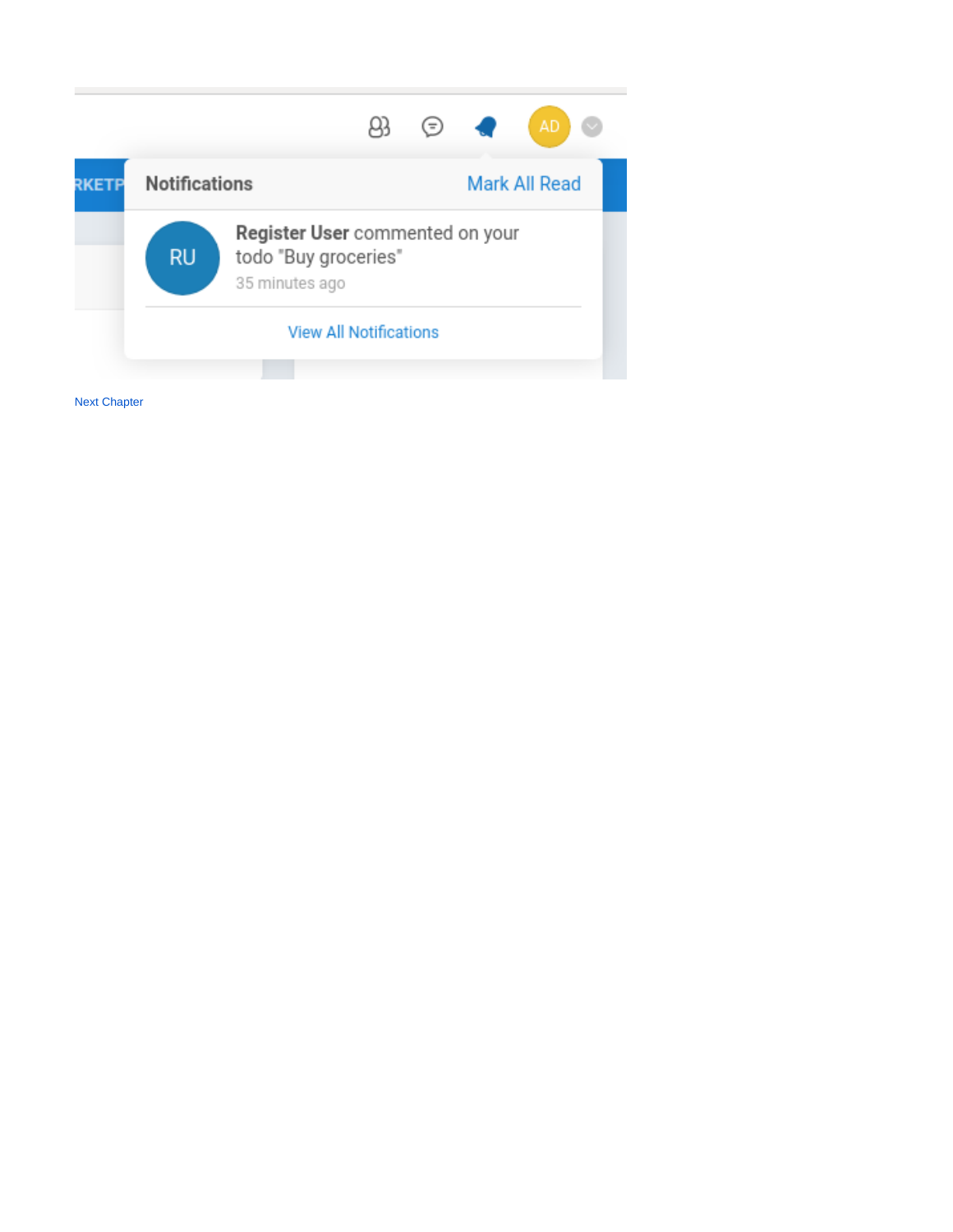Next Chapter